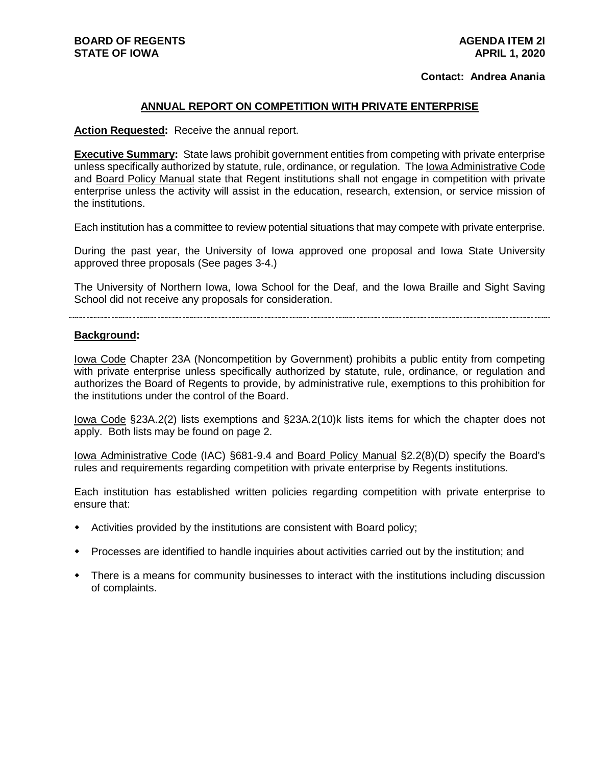**BOARD OF REGENTS**
**STATE OF IOWA**

**AGENDA ITEM 2l**
**APRIL 1, 2020**

**Contact: Andrea Anania**

## ANNUAL REPORT ON COMPETITION WITH PRIVATE ENTERPRISE

**Action Requested:** Receive the annual report.

**Executive Summary:** State laws prohibit government entities from competing with private enterprise unless specifically authorized by statute, rule, ordinance, or regulation. The Iowa Administrative Code and Board Policy Manual state that Regent institutions shall not engage in competition with private enterprise unless the activity will assist in the education, research, extension, or service mission of the institutions.

Each institution has a committee to review potential situations that may compete with private enterprise.

During the past year, the University of Iowa approved one proposal and Iowa State University approved three proposals (See pages 3-4.)

The University of Northern Iowa, Iowa School for the Deaf, and the Iowa Braille and Sight Saving School did not receive any proposals for consideration.

---

**Background:**

Iowa Code Chapter 23A (Noncompetition by Government) prohibits a public entity from competing with private enterprise unless specifically authorized by statute, rule, ordinance, or regulation and authorizes the Board of Regents to provide, by administrative rule, exemptions to this prohibition for the institutions under the control of the Board.

Iowa Code §23A.2(2) lists exemptions and §23A.2(10)k lists items for which the chapter does not apply. Both lists may be found on page 2.

Iowa Administrative Code (IAC) §681-9.4 and Board Policy Manual §2.2(8)(D) specify the Board's rules and requirements regarding competition with private enterprise by Regents institutions.

Each institution has established written policies regarding competition with private enterprise to ensure that:

- Activities provided by the institutions are consistent with Board policy;
- Processes are identified to handle inquiries about activities carried out by the institution; and
- There is a means for community businesses to interact with the institutions including discussion of complaints.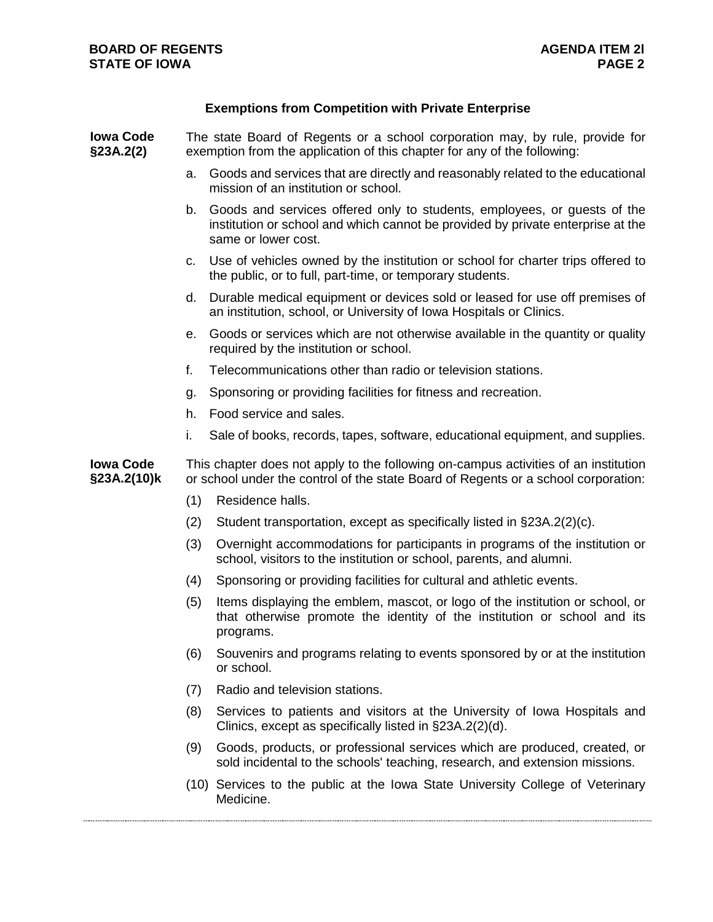## Exemptions from Competition with Private Enterprise

**Iowa Code §23A.2(2)**

The state Board of Regents or a school corporation may, by rule, provide for exemption from the application of this chapter for any of the following:

a. Goods and services that are directly and reasonably related to the educational mission of an institution or school.

b. Goods and services offered only to students, employees, or guests of the institution or school and which cannot be provided by private enterprise at the same or lower cost.

c. Use of vehicles owned by the institution or school for charter trips offered to the public, or to full, part-time, or temporary students.

d. Durable medical equipment or devices sold or leased for use off premises of an institution, school, or University of Iowa Hospitals or Clinics.

e. Goods or services which are not otherwise available in the quantity or quality required by the institution or school.

f. Telecommunications other than radio or television stations.

g. Sponsoring or providing facilities for fitness and recreation.

h. Food service and sales.

i. Sale of books, records, tapes, software, educational equipment, and supplies.

**Iowa Code §23A.2(10)k**

This chapter does not apply to the following on-campus activities of an institution or school under the control of the state Board of Regents or a school corporation:

(1) Residence halls.

(2) Student transportation, except as specifically listed in §23A.2(2)(c).

(3) Overnight accommodations for participants in programs of the institution or school, visitors to the institution or school, parents, and alumni.

(4) Sponsoring or providing facilities for cultural and athletic events.

(5) Items displaying the emblem, mascot, or logo of the institution or school, or that otherwise promote the identity of the institution or school and its programs.

(6) Souvenirs and programs relating to events sponsored by or at the institution or school.

(7) Radio and television stations.

(8) Services to patients and visitors at the University of Iowa Hospitals and Clinics, except as specifically listed in §23A.2(2)(d).

(9) Goods, products, or professional services which are produced, created, or sold incidental to the schools' teaching, research, and extension missions.

(10) Services to the public at the Iowa State University College of Veterinary Medicine.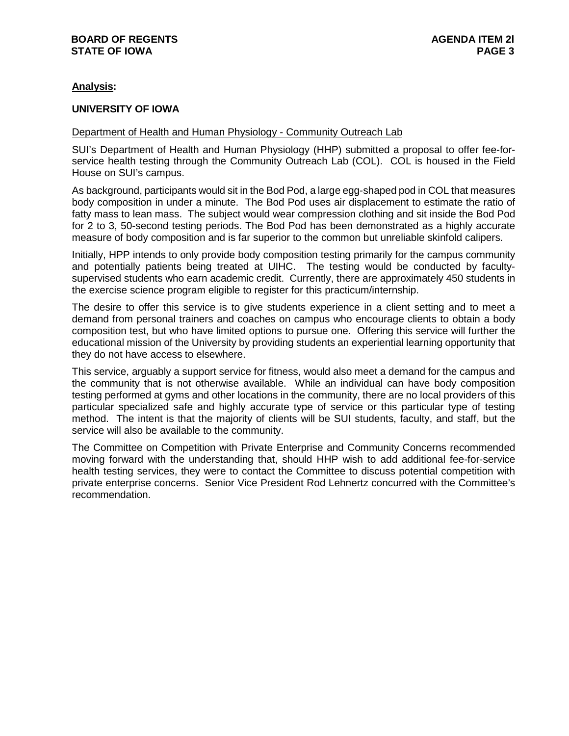**Analysis:**

**UNIVERSITY OF IOWA**

Department of Health and Human Physiology - Community Outreach Lab

SUI's Department of Health and Human Physiology (HHP) submitted a proposal to offer fee-for-service health testing through the Community Outreach Lab (COL). COL is housed in the Field House on SUI's campus.

As background, participants would sit in the Bod Pod, a large egg-shaped pod in COL that measures body composition in under a minute. The Bod Pod uses air displacement to estimate the ratio of fatty mass to lean mass. The subject would wear compression clothing and sit inside the Bod Pod for 2 to 3, 50-second testing periods. The Bod Pod has been demonstrated as a highly accurate measure of body composition and is far superior to the common but unreliable skinfold calipers.

Initially, HPP intends to only provide body composition testing primarily for the campus community and potentially patients being treated at UIHC. The testing would be conducted by faculty-supervised students who earn academic credit. Currently, there are approximately 450 students in the exercise science program eligible to register for this practicum/internship.

The desire to offer this service is to give students experience in a client setting and to meet a demand from personal trainers and coaches on campus who encourage clients to obtain a body composition test, but who have limited options to pursue one. Offering this service will further the educational mission of the University by providing students an experiential learning opportunity that they do not have access to elsewhere.

This service, arguably a support service for fitness, would also meet a demand for the campus and the community that is not otherwise available. While an individual can have body composition testing performed at gyms and other locations in the community, there are no local providers of this particular specialized safe and highly accurate type of service or this particular type of testing method. The intent is that the majority of clients will be SUI students, faculty, and staff, but the service will also be available to the community.

The Committee on Competition with Private Enterprise and Community Concerns recommended moving forward with the understanding that, should HHP wish to add additional fee-for-service health testing services, they were to contact the Committee to discuss potential competition with private enterprise concerns. Senior Vice President Rod Lehnertz concurred with the Committee's recommendation.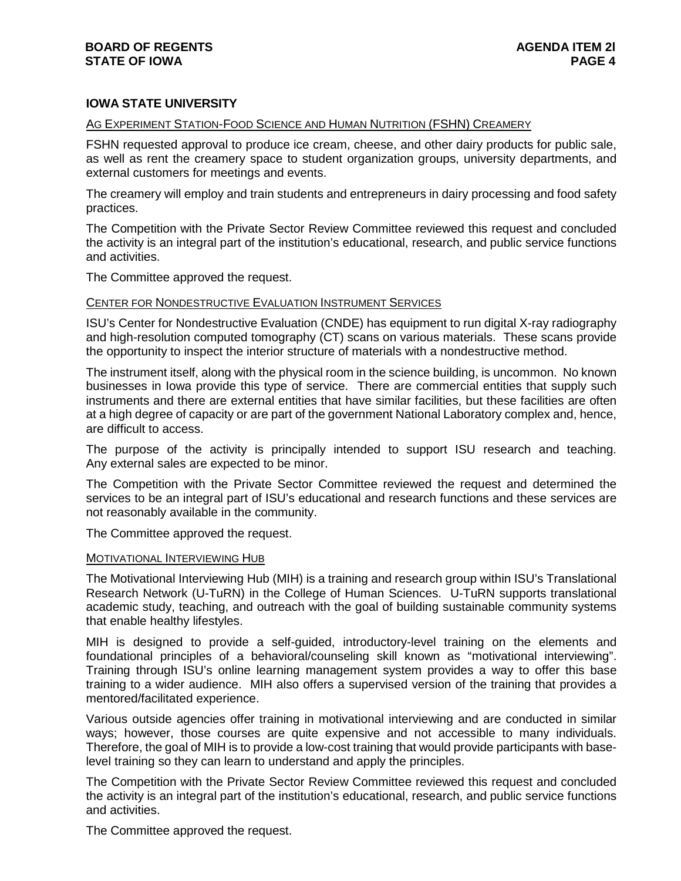## IOWA STATE UNIVERSITY

### AG EXPERIMENT STATION-FOOD SCIENCE AND HUMAN NUTRITION (FSHN) CREAMERY

FSHN requested approval to produce ice cream, cheese, and other dairy products for public sale, as well as rent the creamery space to student organization groups, university departments, and external customers for meetings and events.

The creamery will employ and train students and entrepreneurs in dairy processing and food safety practices.

The Competition with the Private Sector Review Committee reviewed this request and concluded the activity is an integral part of the institution's educational, research, and public service functions and activities.

The Committee approved the request.

### CENTER FOR NONDESTRUCTIVE EVALUATION INSTRUMENT SERVICES

ISU's Center for Nondestructive Evaluation (CNDE) has equipment to run digital X-ray radiography and high-resolution computed tomography (CT) scans on various materials. These scans provide the opportunity to inspect the interior structure of materials with a nondestructive method.

The instrument itself, along with the physical room in the science building, is uncommon. No known businesses in Iowa provide this type of service. There are commercial entities that supply such instruments and there are external entities that have similar facilities, but these facilities are often at a high degree of capacity or are part of the government National Laboratory complex and, hence, are difficult to access.

The purpose of the activity is principally intended to support ISU research and teaching. Any external sales are expected to be minor.

The Competition with the Private Sector Committee reviewed the request and determined the services to be an integral part of ISU's educational and research functions and these services are not reasonably available in the community.

The Committee approved the request.

### MOTIVATIONAL INTERVIEWING HUB

The Motivational Interviewing Hub (MIH) is a training and research group within ISU's Translational Research Network (U-TuRN) in the College of Human Sciences. U-TuRN supports translational academic study, teaching, and outreach with the goal of building sustainable community systems that enable healthy lifestyles.

MIH is designed to provide a self-guided, introductory-level training on the elements and foundational principles of a behavioral/counseling skill known as "motivational interviewing". Training through ISU's online learning management system provides a way to offer this base training to a wider audience. MIH also offers a supervised version of the training that provides a mentored/facilitated experience.

Various outside agencies offer training in motivational interviewing and are conducted in similar ways; however, those courses are quite expensive and not accessible to many individuals. Therefore, the goal of MIH is to provide a low-cost training that would provide participants with base-level training so they can learn to understand and apply the principles.

The Competition with the Private Sector Review Committee reviewed this request and concluded the activity is an integral part of the institution's educational, research, and public service functions and activities.

The Committee approved the request.